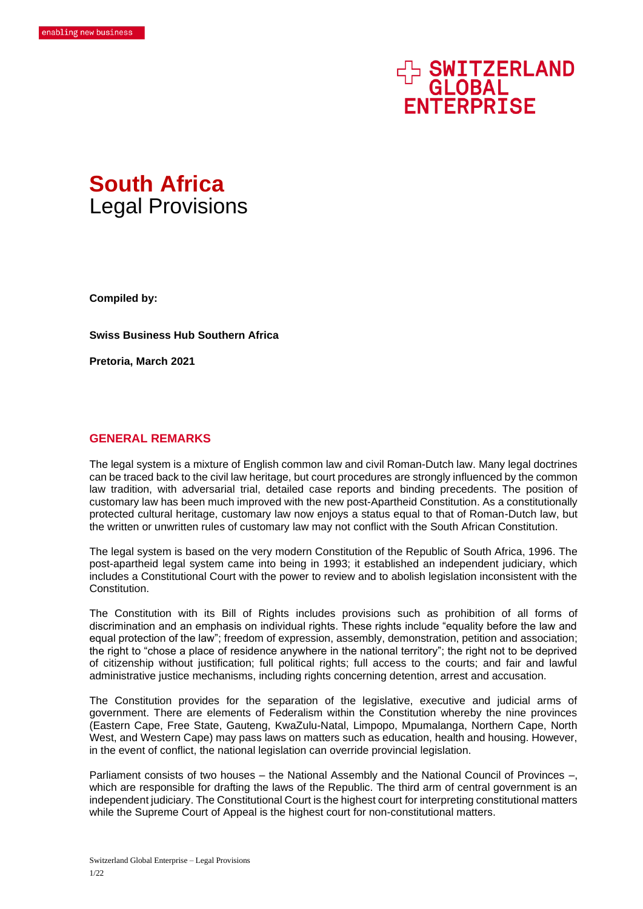enabling new business

SWITZERLAND GLOBAL ENTERPRISE

# South Africa
## Legal Provisions

**Compiled by:**

**Swiss Business Hub Southern Africa**

**Pretoria, March 2021**

## GENERAL REMARKS

The legal system is a mixture of English common law and civil Roman-Dutch law. Many legal doctrines can be traced back to the civil law heritage, but court procedures are strongly influenced by the common law tradition, with adversarial trial, detailed case reports and binding precedents. The position of customary law has been much improved with the new post-Apartheid Constitution. As a constitutionally protected cultural heritage, customary law now enjoys a status equal to that of Roman-Dutch law, but the written or unwritten rules of customary law may not conflict with the South African Constitution.

The legal system is based on the very modern Constitution of the Republic of South Africa, 1996. The post-apartheid legal system came into being in 1993; it established an independent judiciary, which includes a Constitutional Court with the power to review and to abolish legislation inconsistent with the Constitution.

The Constitution with its Bill of Rights includes provisions such as prohibition of all forms of discrimination and an emphasis on individual rights. These rights include "equality before the law and equal protection of the law"; freedom of expression, assembly, demonstration, petition and association; the right to "chose a place of residence anywhere in the national territory"; the right not to be deprived of citizenship without justification; full political rights; full access to the courts; and fair and lawful administrative justice mechanisms, including rights concerning detention, arrest and accusation.

The Constitution provides for the separation of the legislative, executive and judicial arms of government. There are elements of Federalism within the Constitution whereby the nine provinces (Eastern Cape, Free State, Gauteng, KwaZulu-Natal, Limpopo, Mpumalanga, Northern Cape, North West, and Western Cape) may pass laws on matters such as education, health and housing. However, in the event of conflict, the national legislation can override provincial legislation.

Parliament consists of two houses – the National Assembly and the National Council of Provinces –, which are responsible for drafting the laws of the Republic. The third arm of central government is an independent judiciary. The Constitutional Court is the highest court for interpreting constitutional matters while the Supreme Court of Appeal is the highest court for non-constitutional matters.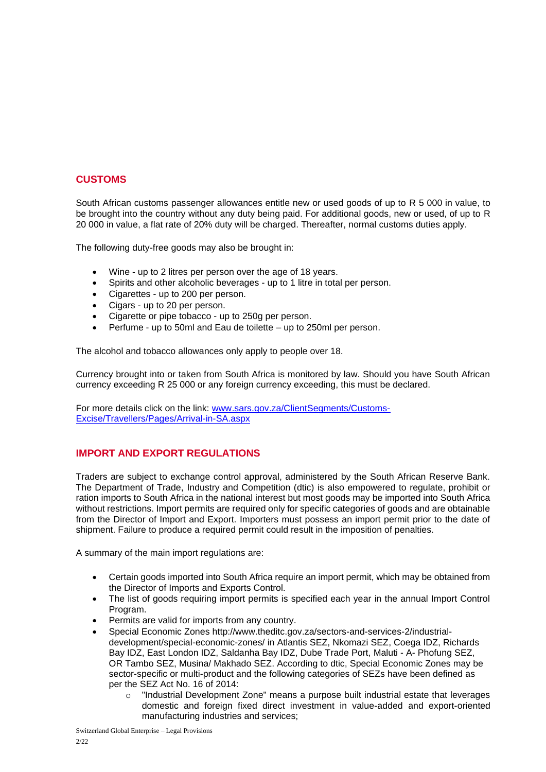## CUSTOMS

South African customs passenger allowances entitle new or used goods of up to R 5 000 in value, to be brought into the country without any duty being paid. For additional goods, new or used, of up to R 20 000 in value, a flat rate of 20% duty will be charged. Thereafter, normal customs duties apply.

The following duty-free goods may also be brought in:

- Wine - up to 2 litres per person over the age of 18 years.
- Spirits and other alcoholic beverages - up to 1 litre in total per person.
- Cigarettes - up to 200 per person.
- Cigars - up to 20 per person.
- Cigarette or pipe tobacco - up to 250g per person.
- Perfume - up to 50ml and Eau de toilette – up to 250ml per person.

The alcohol and tobacco allowances only apply to people over 18.

Currency brought into or taken from South Africa is monitored by law. Should you have South African currency exceeding R 25 000 or any foreign currency exceeding, this must be declared.

For more details click on the link: [www.sars.gov.za/ClientSegments/Customs-Excise/Travellers/Pages/Arrival-in-SA.aspx](www.sars.gov.za/ClientSegments/Customs-Excise/Travellers/Pages/Arrival-in-SA.aspx)

## IMPORT AND EXPORT REGULATIONS

Traders are subject to exchange control approval, administered by the South African Reserve Bank. The Department of Trade, Industry and Competition (dtic) is also empowered to regulate, prohibit or ration imports to South Africa in the national interest but most goods may be imported into South Africa without restrictions. Import permits are required only for specific categories of goods and are obtainable from the Director of Import and Export. Importers must possess an import permit prior to the date of shipment. Failure to produce a required permit could result in the imposition of penalties.

A summary of the main import regulations are:

- Certain goods imported into South Africa require an import permit, which may be obtained from the Director of Imports and Exports Control.
- The list of goods requiring import permits is specified each year in the annual Import Control Program.
- Permits are valid for imports from any country.
- Special Economic Zones http://www.thedtic.gov.za/sectors-and-services-2/industrial-development/special-economic-zones/ in Atlantis SEZ, Nkomazi SEZ, Coega IDZ, Richards Bay IDZ, East London IDZ, Saldanha Bay IDZ, Dube Trade Port, Maluti - A- Phofung SEZ, OR Tambo SEZ, Musina/ Makhado SEZ. According to dtic, Special Economic Zones may be sector-specific or multi-product and the following categories of SEZs have been defined as per the SEZ Act No. 16 of 2014:
    - "Industrial Development Zone" means a purpose built industrial estate that leverages domestic and foreign fixed direct investment in value-added and export-oriented manufacturing industries and services;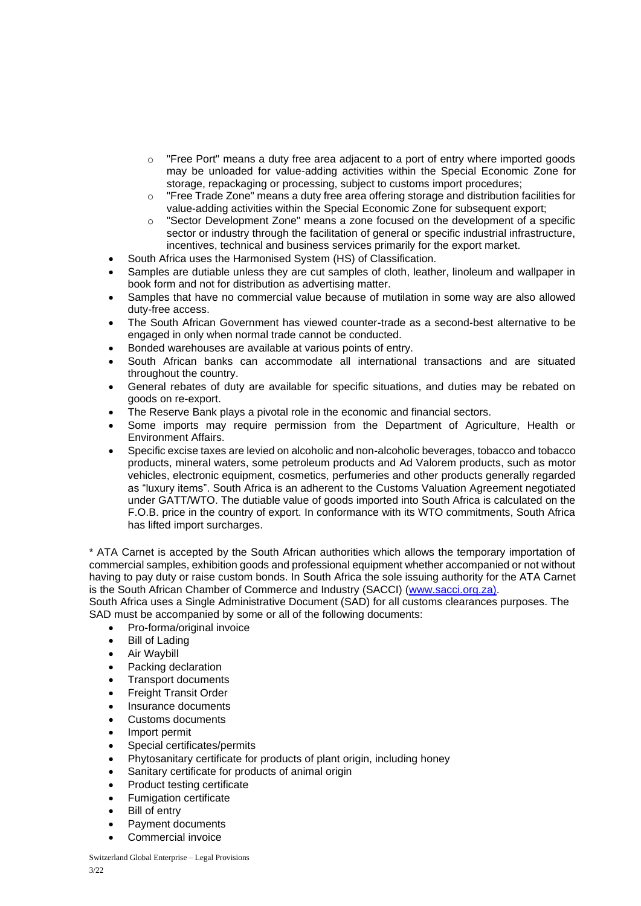- "Free Port" means a duty free area adjacent to a port of entry where imported goods may be unloaded for value-adding activities within the Special Economic Zone for storage, repackaging or processing, subject to customs import procedures;
  - "Free Trade Zone" means a duty free area offering storage and distribution facilities for value-adding activities within the Special Economic Zone for subsequent export;
  - "Sector Development Zone" means a zone focused on the development of a specific sector or industry through the facilitation of general or specific industrial infrastructure, incentives, technical and business services primarily for the export market.
- South Africa uses the Harmonised System (HS) of Classification.
- Samples are dutiable unless they are cut samples of cloth, leather, linoleum and wallpaper in book form and not for distribution as advertising matter.
- Samples that have no commercial value because of mutilation in some way are also allowed duty-free access.
- The South African Government has viewed counter-trade as a second-best alternative to be engaged in only when normal trade cannot be conducted.
- Bonded warehouses are available at various points of entry.
- South African banks can accommodate all international transactions and are situated throughout the country.
- General rebates of duty are available for specific situations, and duties may be rebated on goods on re-export.
- The Reserve Bank plays a pivotal role in the economic and financial sectors.
- Some imports may require permission from the Department of Agriculture, Health or Environment Affairs.
- Specific excise taxes are levied on alcoholic and non-alcoholic beverages, tobacco and tobacco products, mineral waters, some petroleum products and Ad Valorem products, such as motor vehicles, electronic equipment, cosmetics, perfumeries and other products generally regarded as "luxury items". South Africa is an adherent to the Customs Valuation Agreement negotiated under GATT/WTO. The dutiable value of goods imported into South Africa is calculated on the F.O.B. price in the country of export. In conformance with its WTO commitments, South Africa has lifted import surcharges.

* ATA Carnet is accepted by the South African authorities which allows the temporary importation of commercial samples, exhibition goods and professional equipment whether accompanied or not without having to pay duty or raise custom bonds. In South Africa the sole issuing authority for the ATA Carnet is the South African Chamber of Commerce and Industry (SACCI) (www.sacci.org.za).

South Africa uses a Single Administrative Document (SAD) for all customs clearances purposes. The SAD must be accompanied by some or all of the following documents:

- Pro-forma/original invoice
- Bill of Lading
- Air Waybill
- Packing declaration
- Transport documents
- Freight Transit Order
- Insurance documents
- Customs documents
- Import permit
- Special certificates/permits
- Phytosanitary certificate for products of plant origin, including honey
- Sanitary certificate for products of animal origin
- Product testing certificate
- Fumigation certificate
- Bill of entry
- Payment documents
- Commercial invoice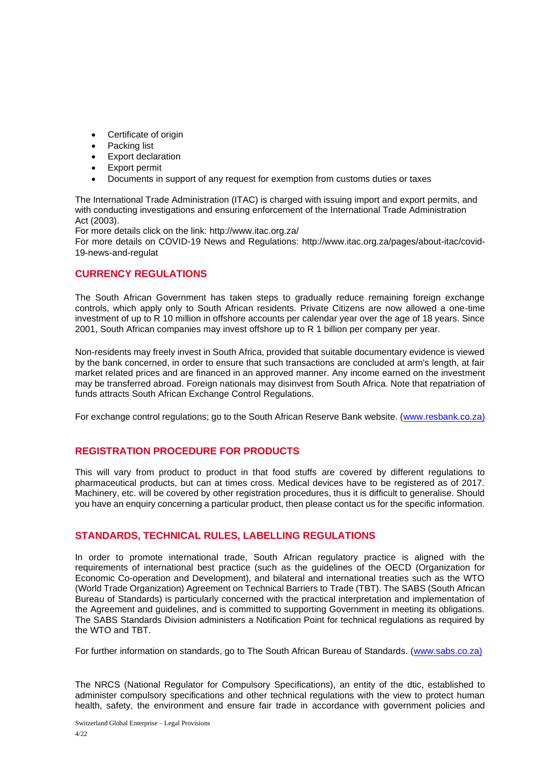- Certificate of origin
- Packing list
- Export declaration
- Export permit
- Documents in support of any request for exemption from customs duties or taxes

The International Trade Administration (ITAC) is charged with issuing import and export permits, and with conducting investigations and ensuring enforcement of the International Trade Administration Act (2003).

For more details click on the link: http://www.itac.org.za/

For more details on COVID-19 News and Regulations: http://www.itac.org.za/pages/about-itac/covid-19-news-and-regulat

## CURRENCY REGULATIONS

The South African Government has taken steps to gradually reduce remaining foreign exchange controls, which apply only to South African residents. Private Citizens are now allowed a one-time investment of up to R 10 million in offshore accounts per calendar year over the age of 18 years. Since 2001, South African companies may invest offshore up to R 1 billion per company per year.

Non-residents may freely invest in South Africa, provided that suitable documentary evidence is viewed by the bank concerned, in order to ensure that such transactions are concluded at arm's length, at fair market related prices and are financed in an approved manner. Any income earned on the investment may be transferred abroad. Foreign nationals may disinvest from South Africa. Note that repatriation of funds attracts South African Exchange Control Regulations.

For exchange control regulations; go to the South African Reserve Bank website. (www.resbank.co.za)

## REGISTRATION PROCEDURE FOR PRODUCTS

This will vary from product to product in that food stuffs are covered by different regulations to pharmaceutical products, but can at times cross. Medical devices have to be registered as of 2017. Machinery, etc. will be covered by other registration procedures, thus it is difficult to generalise. Should you have an enquiry concerning a particular product, then please contact us for the specific information.

## STANDARDS, TECHNICAL RULES, LABELLING REGULATIONS

In order to promote international trade, South African regulatory practice is aligned with the requirements of international best practice (such as the guidelines of the OECD (Organization for Economic Co-operation and Development), and bilateral and international treaties such as the WTO (World Trade Organization) Agreement on Technical Barriers to Trade (TBT). The SABS (South African Bureau of Standards) is particularly concerned with the practical interpretation and implementation of the Agreement and guidelines, and is committed to supporting Government in meeting its obligations. The SABS Standards Division administers a Notification Point for technical regulations as required by the WTO and TBT.

For further information on standards, go to The South African Bureau of Standards. (www.sabs.co.za)

The NRCS (National Regulator for Compulsory Specifications), an entity of the dtic, established to administer compulsory specifications and other technical regulations with the view to protect human health, safety, the environment and ensure fair trade in accordance with government policies and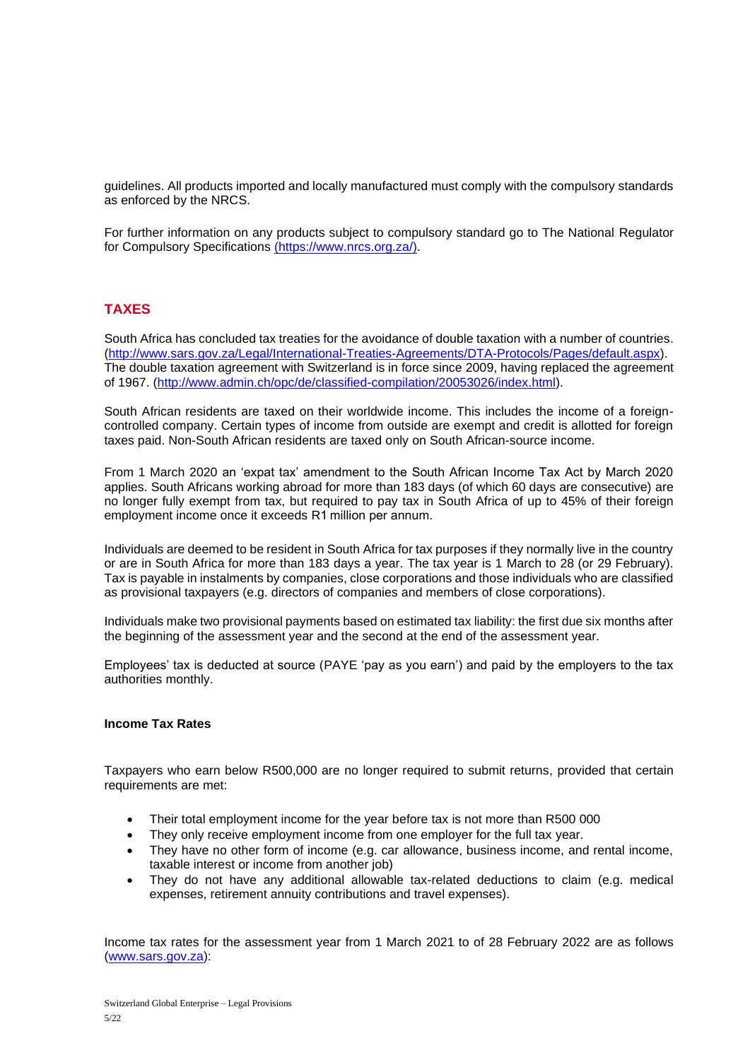guidelines. All products imported and locally manufactured must comply with the compulsory standards as enforced by the NRCS.

For further information on any products subject to compulsory standard go to The National Regulator for Compulsory Specifications (https://www.nrcs.org.za/).

## TAXES

South Africa has concluded tax treaties for the avoidance of double taxation with a number of countries. (http://www.sars.gov.za/Legal/International-Treaties-Agreements/DTA-Protocols/Pages/default.aspx). The double taxation agreement with Switzerland is in force since 2009, having replaced the agreement of 1967. (http://www.admin.ch/opc/de/classified-compilation/20053026/index.html).

South African residents are taxed on their worldwide income. This includes the income of a foreign-controlled company. Certain types of income from outside are exempt and credit is allotted for foreign taxes paid. Non-South African residents are taxed only on South African-source income.

From 1 March 2020 an 'expat tax' amendment to the South African Income Tax Act by March 2020 applies. South Africans working abroad for more than 183 days (of which 60 days are consecutive) are no longer fully exempt from tax, but required to pay tax in South Africa of up to 45% of their foreign employment income once it exceeds R1 million per annum.

Individuals are deemed to be resident in South Africa for tax purposes if they normally live in the country or are in South Africa for more than 183 days a year. The tax year is 1 March to 28 (or 29 February). Tax is payable in instalments by companies, close corporations and those individuals who are classified as provisional taxpayers (e.g. directors of companies and members of close corporations).

Individuals make two provisional payments based on estimated tax liability: the first due six months after the beginning of the assessment year and the second at the end of the assessment year.

Employees' tax is deducted at source (PAYE 'pay as you earn') and paid by the employers to the tax authorities monthly.

### Income Tax Rates

Taxpayers who earn below R500,000 are no longer required to submit returns, provided that certain requirements are met:

- Their total employment income for the year before tax is not more than R500 000
- They only receive employment income from one employer for the full tax year.
- They have no other form of income (e.g. car allowance, business income, and rental income, taxable interest or income from another job)
- They do not have any additional allowable tax-related deductions to claim (e.g. medical expenses, retirement annuity contributions and travel expenses).

Income tax rates for the assessment year from 1 March 2021 to of 28 February 2022 are as follows (www.sars.gov.za):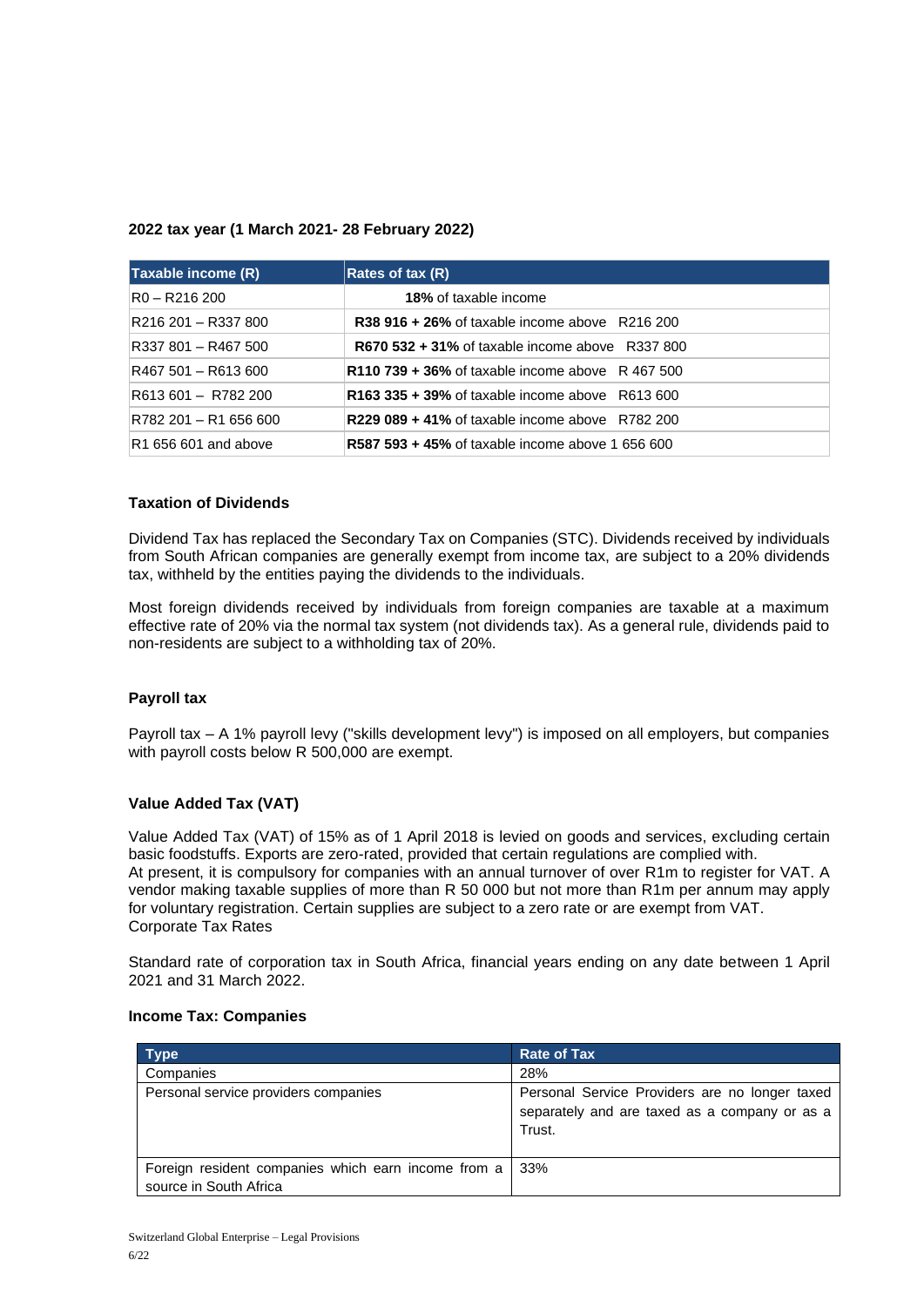**2022 tax year (1 March 2021- 28 February 2022)**

| Taxable income (R) | Rates of tax (R) |
|---|---|
| R0 – R216 200 | **18%** of taxable income |
| R216 201 – R337 800 | **R38 916 + 26%** of taxable income above R216 200 |
| R337 801 – R467 500 | **R670 532 + 31%** of taxable income above R337 800 |
| R467 501 – R613 600 | **R110 739 + 36%** of taxable income above R 467 500 |
| R613 601 – R782 200 | **R163 335 + 39%** of taxable income above R613 600 |
| R782 201 – R1 656 600 | **R229 089 + 41%** of taxable income above R782 200 |
| R1 656 601 and above | **R587 593 + 45%** of taxable income above 1 656 600 |

**Taxation of Dividends**

Dividend Tax has replaced the Secondary Tax on Companies (STC). Dividends received by individuals from South African companies are generally exempt from income tax, are subject to a 20% dividends tax, withheld by the entities paying the dividends to the individuals.

Most foreign dividends received by individuals from foreign companies are taxable at a maximum effective rate of 20% via the normal tax system (not dividends tax). As a general rule, dividends paid to non-residents are subject to a withholding tax of 20%.

**Payroll tax**

Payroll tax – A 1% payroll levy ("skills development levy") is imposed on all employers, but companies with payroll costs below R 500,000 are exempt.

**Value Added Tax (VAT)**

Value Added Tax (VAT) of 15% as of 1 April 2018 is levied on goods and services, excluding certain basic foodstuffs. Exports are zero-rated, provided that certain regulations are complied with.
At present, it is compulsory for companies with an annual turnover of over R1m to register for VAT. A vendor making taxable supplies of more than R 50 000 but not more than R1m per annum may apply for voluntary registration. Certain supplies are subject to a zero rate or are exempt from VAT.
Corporate Tax Rates

Standard rate of corporation tax in South Africa, financial years ending on any date between 1 April 2021 and 31 March 2022.

**Income Tax: Companies**

| Type | Rate of Tax |
|---|---|
| Companies | 28% |
| Personal service providers companies | Personal Service Providers are no longer taxed separately and are taxed as a company or as a Trust. |
| Foreign resident companies which earn income from a source in South Africa | 33% |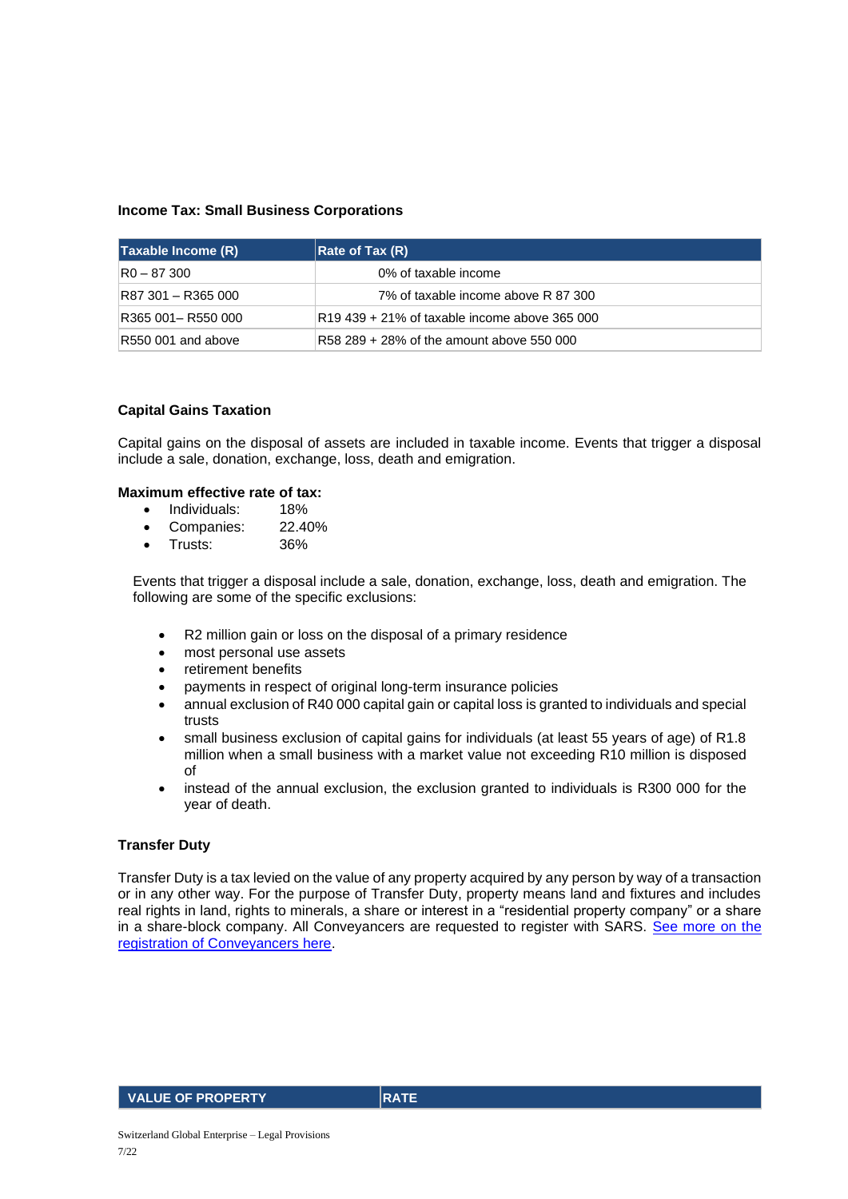**Income Tax: Small Business Corporations**

| Taxable Income (R) | Rate of Tax (R) |
| --- | --- |
| R0 – 87 300 | 0% of taxable income |
| R87 301 – R365 000 | 7% of taxable income above R 87 300 |
| R365 001– R550 000 | R19 439 + 21% of taxable income above 365 000 |
| R550 001 and above | R58 289 + 28% of the amount above 550 000 |

**Capital Gains Taxation**

Capital gains on the disposal of assets are included in taxable income. Events that trigger a disposal include a sale, donation, exchange, loss, death and emigration.

**Maximum effective rate of tax:**

- Individuals: 18%
- Companies: 22.40%
- Trusts: 36%

Events that trigger a disposal include a sale, donation, exchange, loss, death and emigration. The following are some of the specific exclusions:

- R2 million gain or loss on the disposal of a primary residence
- most personal use assets
- retirement benefits
- payments in respect of original long-term insurance policies
- annual exclusion of R40 000 capital gain or capital loss is granted to individuals and special trusts
- small business exclusion of capital gains for individuals (at least 55 years of age) of R1.8 million when a small business with a market value not exceeding R10 million is disposed of
- instead of the annual exclusion, the exclusion granted to individuals is R300 000 for the year of death.

**Transfer Duty**

Transfer Duty is a tax levied on the value of any property acquired by any person by way of a transaction or in any other way. For the purpose of Transfer Duty, property means land and fixtures and includes real rights in land, rights to minerals, a share or interest in a "residential property company" or a share in a share-block company. All Conveyancers are requested to register with SARS. See more on the registration of Conveyancers here.

| VALUE OF PROPERTY | RATE |
| --- | --- |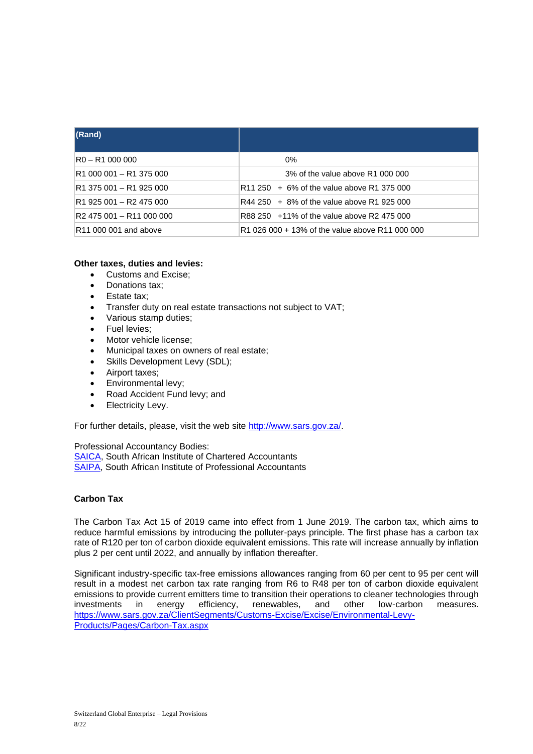| (Rand) | |
|---|---|
| R0 – R1 000 000 | 0% |
| R1 000 001 – R1 375 000 | 3% of the value above R1 000 000 |
| R1 375 001 – R1 925 000 | R11 250 + 6% of the value above R1 375 000 |
| R1 925 001 – R2 475 000 | R44 250 + 8% of the value above R1 925 000 |
| R2 475 001 – R11 000 000 | R88 250 +11% of the value above R2 475 000 |
| R11 000 001 and above | R1 026 000 + 13% of the value above R11 000 000 |

**Other taxes, duties and levies:**

- Customs and Excise;
- Donations tax;
- Estate tax;
- Transfer duty on real estate transactions not subject to VAT;
- Various stamp duties;
- Fuel levies;
- Motor vehicle license;
- Municipal taxes on owners of real estate;
- Skills Development Levy (SDL);
- Airport taxes;
- Environmental levy;
- Road Accident Fund levy; and
- Electricity Levy.

For further details, please, visit the web site http://www.sars.gov.za/.

Professional Accountancy Bodies:
SAICA, South African Institute of Chartered Accountants
SAIPA, South African Institute of Professional Accountants

**Carbon Tax**

The Carbon Tax Act 15 of 2019 came into effect from 1 June 2019. The carbon tax, which aims to reduce harmful emissions by introducing the polluter-pays principle. The first phase has a carbon tax rate of R120 per ton of carbon dioxide equivalent emissions. This rate will increase annually by inflation plus 2 per cent until 2022, and annually by inflation thereafter.

Significant industry-specific tax-free emissions allowances ranging from 60 per cent to 95 per cent will result in a modest net carbon tax rate ranging from R6 to R48 per ton of carbon dioxide equivalent emissions to provide current emitters time to transition their operations to cleaner technologies through investments in energy efficiency, renewables, and other low-carbon measures. https://www.sars.gov.za/ClientSegments/Customs-Excise/Excise/Environmental-Levy-Products/Pages/Carbon-Tax.aspx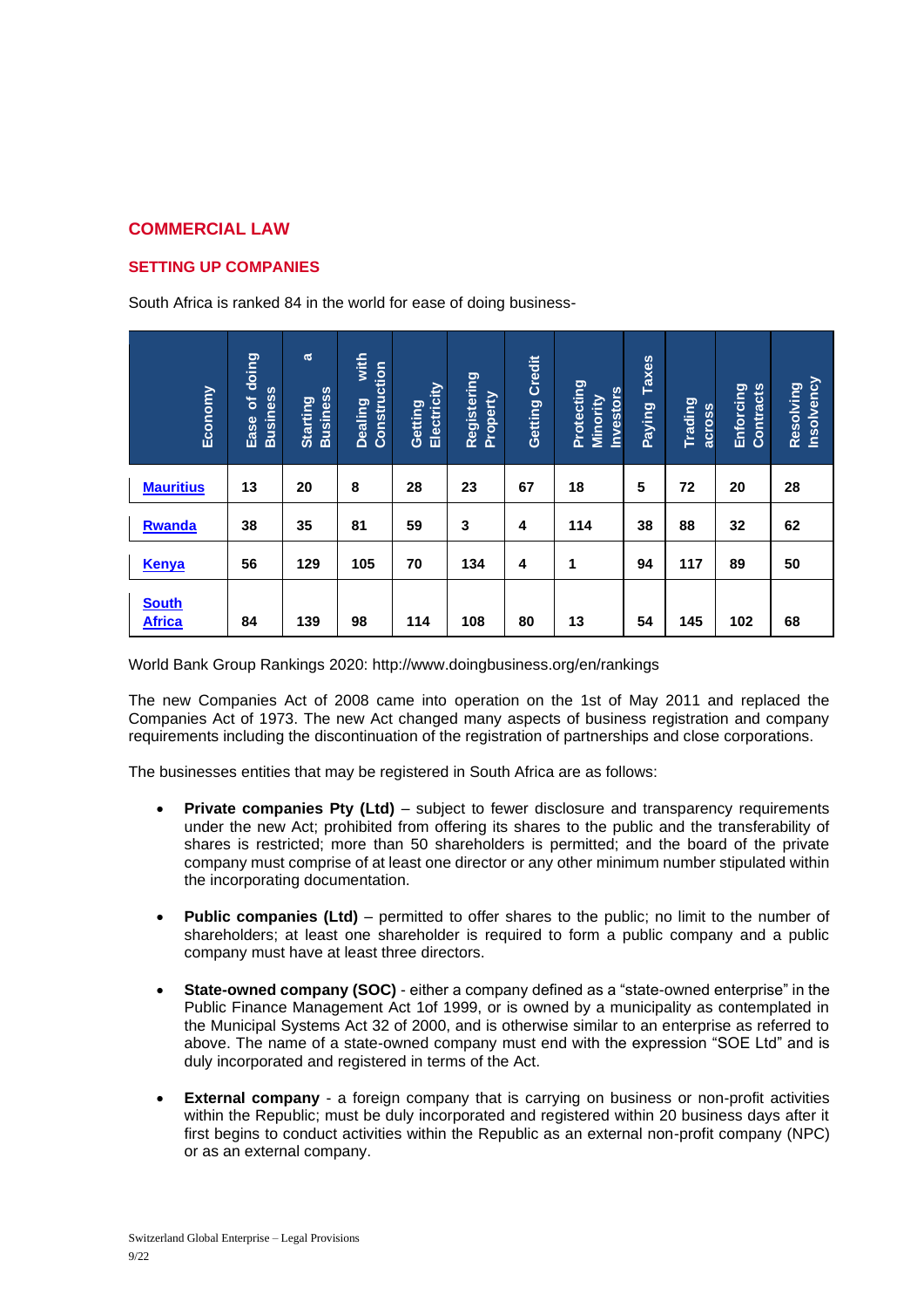## COMMERCIAL LAW

### SETTING UP COMPANIES

South Africa is ranked 84 in the world for ease of doing business-

| Economy | Ease of doing Business | Starting a Business | Dealing with Construction | Getting Electricity | Registering Property | Getting Credit | Protecting Minority Investors | Paying Taxes | Trading across | Enforcing Contracts | Resolving Insolvency |
|---|---|---|---|---|---|---|---|---|---|---|---|
| Mauritius | 13 | 20 | 8 | 28 | 23 | 67 | 18 | 5 | 72 | 20 | 28 |
| Rwanda | 38 | 35 | 81 | 59 | 3 | 4 | 114 | 38 | 88 | 32 | 62 |
| Kenya | 56 | 129 | 105 | 70 | 134 | 4 | 1 | 94 | 117 | 89 | 50 |
| South Africa | 84 | 139 | 98 | 114 | 108 | 80 | 13 | 54 | 145 | 102 | 68 |

World Bank Group Rankings 2020: http://www.doingbusiness.org/en/rankings

The new Companies Act of 2008 came into operation on the 1st of May 2011 and replaced the Companies Act of 1973. The new Act changed many aspects of business registration and company requirements including the discontinuation of the registration of partnerships and close corporations.

The businesses entities that may be registered in South Africa are as follows:

- **Private companies Pty (Ltd)** – subject to fewer disclosure and transparency requirements under the new Act; prohibited from offering its shares to the public and the transferability of shares is restricted; more than 50 shareholders is permitted; and the board of the private company must comprise of at least one director or any other minimum number stipulated within the incorporating documentation.

- **Public companies (Ltd)** – permitted to offer shares to the public; no limit to the number of shareholders; at least one shareholder is required to form a public company and a public company must have at least three directors.

- **State-owned company (SOC)** - either a company defined as a "state-owned enterprise" in the Public Finance Management Act 1of 1999, or is owned by a municipality as contemplated in the Municipal Systems Act 32 of 2000, and is otherwise similar to an enterprise as referred to above. The name of a state-owned company must end with the expression "SOE Ltd" and is duly incorporated and registered in terms of the Act.

- **External company** - a foreign company that is carrying on business or non-profit activities within the Republic; must be duly incorporated and registered within 20 business days after it first begins to conduct activities within the Republic as an external non-profit company (NPC) or as an external company.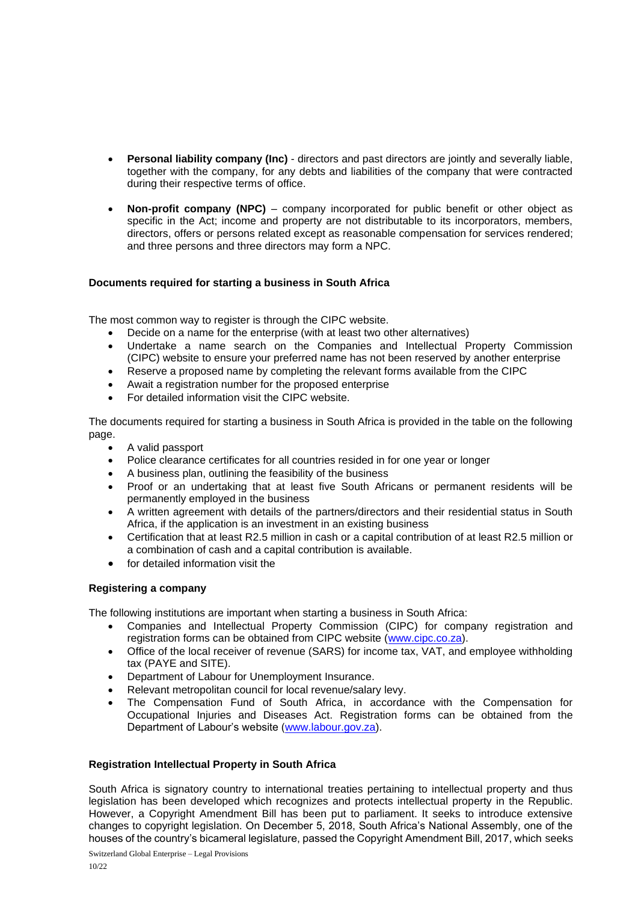- **Personal liability company (Inc)** - directors and past directors are jointly and severally liable, together with the company, for any debts and liabilities of the company that were contracted during their respective terms of office.

- **Non-profit company (NPC)** – company incorporated for public benefit or other object as specific in the Act; income and property are not distributable to its incorporators, members, directors, offers or persons related except as reasonable compensation for services rendered; and three persons and three directors may form a NPC.

**Documents required for starting a business in South Africa**

The most common way to register is through the CIPC website.

- Decide on a name for the enterprise (with at least two other alternatives)
- Undertake a name search on the Companies and Intellectual Property Commission (CIPC) website to ensure your preferred name has not been reserved by another enterprise
- Reserve a proposed name by completing the relevant forms available from the CIPC
- Await a registration number for the proposed enterprise
- For detailed information visit the CIPC website.

The documents required for starting a business in South Africa is provided in the table on the following page.

- A valid passport
- Police clearance certificates for all countries resided in for one year or longer
- A business plan, outlining the feasibility of the business
- Proof or an undertaking that at least five South Africans or permanent residents will be permanently employed in the business
- A written agreement with details of the partners/directors and their residential status in South Africa, if the application is an investment in an existing business
- Certification that at least R2.5 million in cash or a capital contribution of at least R2.5 million or a combination of cash and a capital contribution is available.
- for detailed information visit the

**Registering a company**

The following institutions are important when starting a business in South Africa:

- Companies and Intellectual Property Commission (CIPC) for company registration and registration forms can be obtained from CIPC website (www.cipc.co.za).
- Office of the local receiver of revenue (SARS) for income tax, VAT, and employee withholding tax (PAYE and SITE).
- Department of Labour for Unemployment Insurance.
- Relevant metropolitan council for local revenue/salary levy.
- The Compensation Fund of South Africa, in accordance with the Compensation for Occupational Injuries and Diseases Act. Registration forms can be obtained from the Department of Labour's website (www.labour.gov.za).

**Registration Intellectual Property in South Africa**

South Africa is signatory country to international treaties pertaining to intellectual property and thus legislation has been developed which recognizes and protects intellectual property in the Republic. However, a Copyright Amendment Bill has been put to parliament. It seeks to introduce extensive changes to copyright legislation. On December 5, 2018, South Africa's National Assembly, one of the houses of the country's bicameral legislature, passed the Copyright Amendment Bill, 2017, which seeks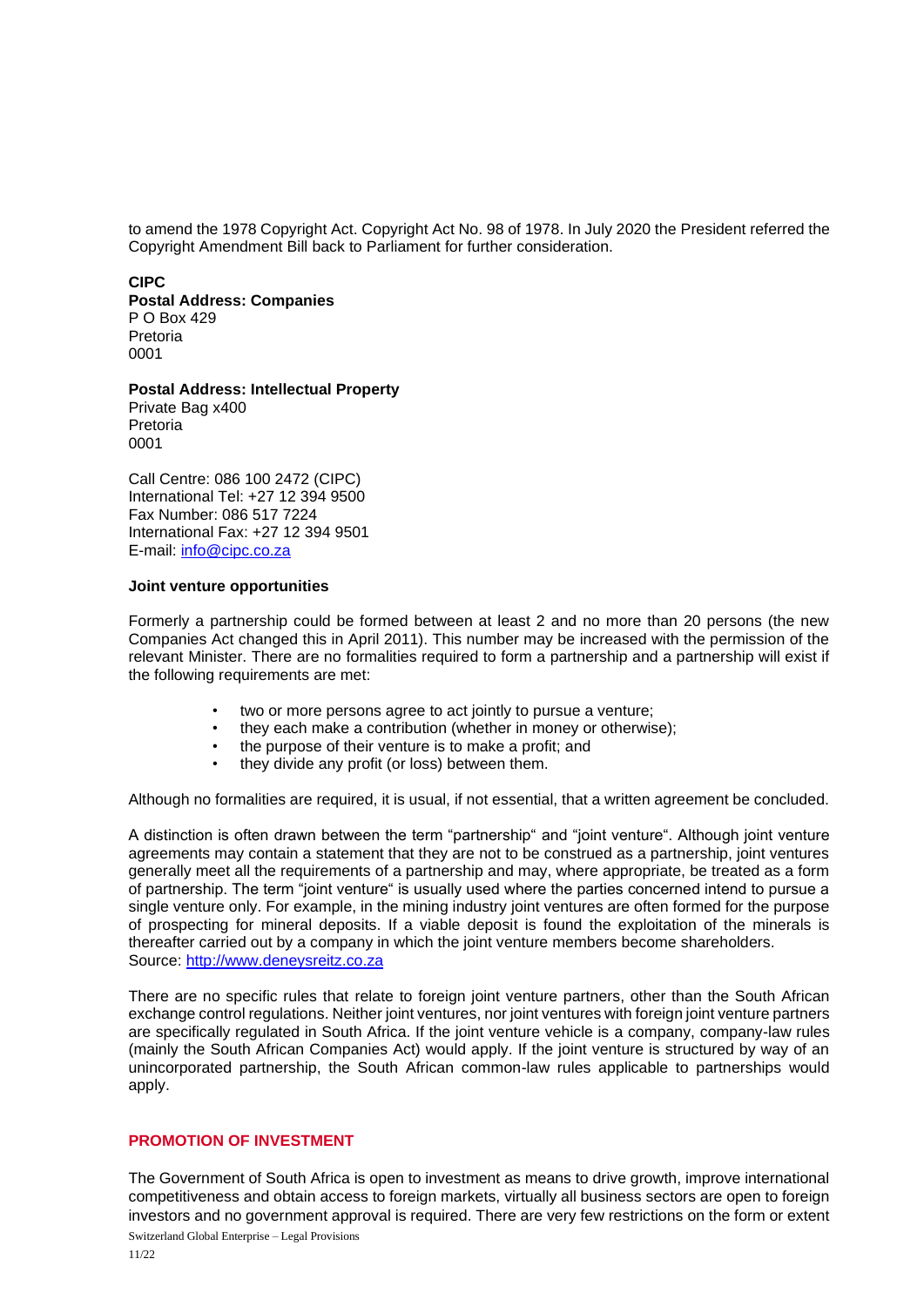to amend the 1978 Copyright Act. Copyright Act No. 98 of 1978. In July 2020 the President referred the Copyright Amendment Bill back to Parliament for further consideration.

**CIPC**
**Postal Address: Companies**
P O Box 429
Pretoria
0001

**Postal Address: Intellectual Property**
Private Bag x400
Pretoria
0001

Call Centre: 086 100 2472 (CIPC)
International Tel: +27 12 394 9500
Fax Number: 086 517 7224
International Fax: +27 12 394 9501
E-mail: [info@cipc.co.za](mailto:info@cipc.co.za)

#### Joint venture opportunities

Formerly a partnership could be formed between at least 2 and no more than 20 persons (the new Companies Act changed this in April 2011). This number may be increased with the permission of the relevant Minister. There are no formalities required to form a partnership and a partnership will exist if the following requirements are met:

- two or more persons agree to act jointly to pursue a venture;
- they each make a contribution (whether in money or otherwise);
- the purpose of their venture is to make a profit; and
- they divide any profit (or loss) between them.

Although no formalities are required, it is usual, if not essential, that a written agreement be concluded.

A distinction is often drawn between the term "partnership" and "joint venture". Although joint venture agreements may contain a statement that they are not to be construed as a partnership, joint ventures generally meet all the requirements of a partnership and may, where appropriate, be treated as a form of partnership. The term "joint venture" is usually used where the parties concerned intend to pursue a single venture only. For example, in the mining industry joint ventures are often formed for the purpose of prospecting for mineral deposits. If a viable deposit is found the exploitation of the minerals is thereafter carried out by a company in which the joint venture members become shareholders.
Source: [http://www.deneysreitz.co.za](http://www.deneysreitz.co.za)

There are no specific rules that relate to foreign joint venture partners, other than the South African exchange control regulations. Neither joint ventures, nor joint ventures with foreign joint venture partners are specifically regulated in South Africa. If the joint venture vehicle is a company, company-law rules (mainly the South African Companies Act) would apply. If the joint venture is structured by way of an unincorporated partnership, the South African common-law rules applicable to partnerships would apply.

## PROMOTION OF INVESTMENT

The Government of South Africa is open to investment as means to drive growth, improve international competitiveness and obtain access to foreign markets, virtually all business sectors are open to foreign investors and no government approval is required. There are very few restrictions on the form or extent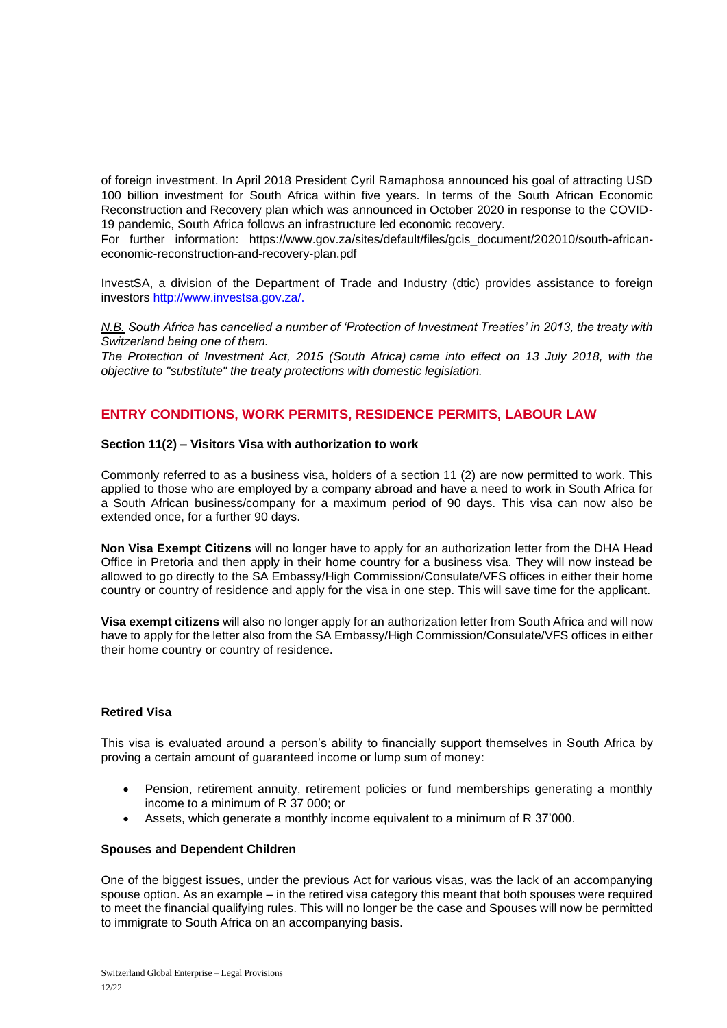of foreign investment. In April 2018 President Cyril Ramaphosa announced his goal of attracting USD 100 billion investment for South Africa within five years. In terms of the South African Economic Reconstruction and Recovery plan which was announced in October 2020 in response to the COVID-19 pandemic, South Africa follows an infrastructure led economic recovery.
For further information: https://www.gov.za/sites/default/files/gcis_document/202010/south-african-economic-reconstruction-and-recovery-plan.pdf

InvestSA, a division of the Department of Trade and Industry (dtic) provides assistance to foreign investors [http://www.investsa.gov.za/.](http://www.investsa.gov.za/)

*N.B. South Africa has cancelled a number of 'Protection of Investment Treaties' in 2013, the treaty with Switzerland being one of them.*
*The Protection of Investment Act, 2015 (South Africa) came into effect on 13 July 2018, with the objective to "substitute" the treaty protections with domestic legislation.*

## ENTRY CONDITIONS, WORK PERMITS, RESIDENCE PERMITS, LABOUR LAW

### Section 11(2) – Visitors Visa with authorization to work

Commonly referred to as a business visa, holders of a section 11 (2) are now permitted to work. This applied to those who are employed by a company abroad and have a need to work in South Africa for a South African business/company for a maximum period of 90 days. This visa can now also be extended once, for a further 90 days.

**Non Visa Exempt Citizens** will no longer have to apply for an authorization letter from the DHA Head Office in Pretoria and then apply in their home country for a business visa. They will now instead be allowed to go directly to the SA Embassy/High Commission/Consulate/VFS offices in either their home country or country of residence and apply for the visa in one step. This will save time for the applicant.

**Visa exempt citizens** will also no longer apply for an authorization letter from South Africa and will now have to apply for the letter also from the SA Embassy/High Commission/Consulate/VFS offices in either their home country or country of residence.

### Retired Visa

This visa is evaluated around a person's ability to financially support themselves in South Africa by proving a certain amount of guaranteed income or lump sum of money:

- Pension, retirement annuity, retirement policies or fund memberships generating a monthly income to a minimum of R 37 000; or
- Assets, which generate a monthly income equivalent to a minimum of R 37'000.

### Spouses and Dependent Children

One of the biggest issues, under the previous Act for various visas, was the lack of an accompanying spouse option. As an example – in the retired visa category this meant that both spouses were required to meet the financial qualifying rules. This will no longer be the case and Spouses will now be permitted to immigrate to South Africa on an accompanying basis.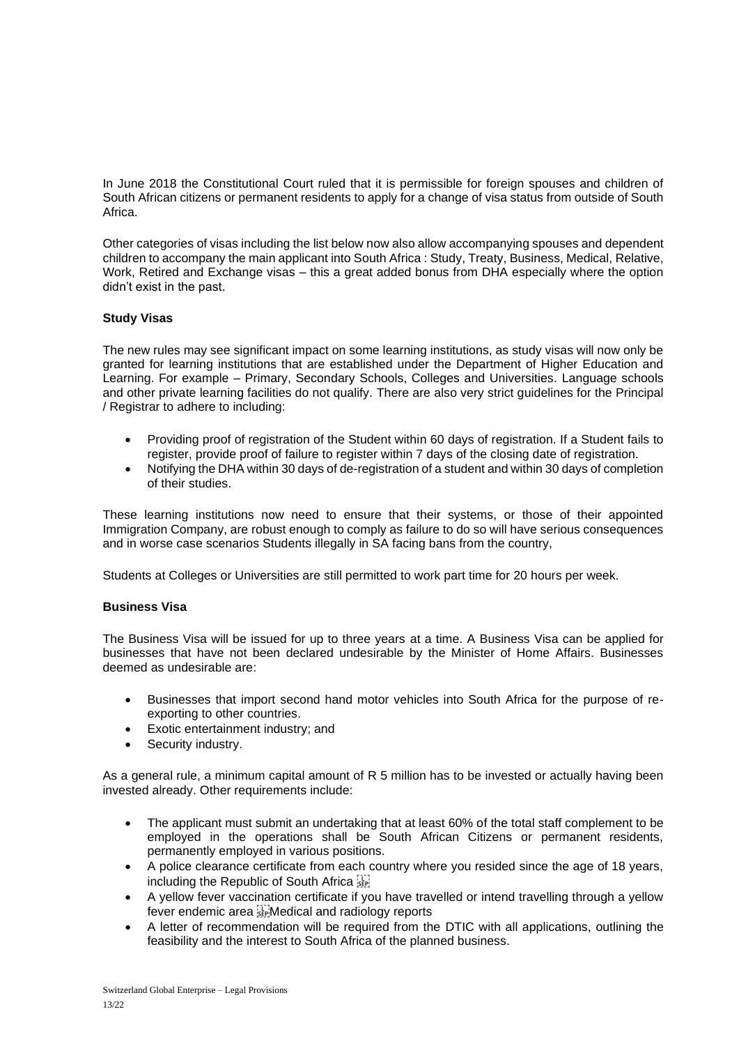In June 2018 the Constitutional Court ruled that it is permissible for foreign spouses and children of South African citizens or permanent residents to apply for a change of visa status from outside of South Africa.

Other categories of visas including the list below now also allow accompanying spouses and dependent children to accompany the main applicant into South Africa : Study, Treaty, Business, Medical, Relative, Work, Retired and Exchange visas – this a great added bonus from DHA especially where the option didn't exist in the past.

**Study Visas**

The new rules may see significant impact on some learning institutions, as study visas will now only be granted for learning institutions that are established under the Department of Higher Education and Learning. For example – Primary, Secondary Schools, Colleges and Universities. Language schools and other private learning facilities do not qualify. There are also very strict guidelines for the Principal / Registrar to adhere to including:

- Providing proof of registration of the Student within 60 days of registration. If a Student fails to register, provide proof of failure to register within 7 days of the closing date of registration.
- Notifying the DHA within 30 days of de-registration of a student and within 30 days of completion of their studies.

These learning institutions now need to ensure that their systems, or those of their appointed Immigration Company, are robust enough to comply as failure to do so will have serious consequences and in worse case scenarios Students illegally in SA facing bans from the country,

Students at Colleges or Universities are still permitted to work part time for 20 hours per week.

**Business Visa**

The Business Visa will be issued for up to three years at a time. A Business Visa can be applied for businesses that have not been declared undesirable by the Minister of Home Affairs. Businesses deemed as undesirable are:

- Businesses that import second hand motor vehicles into South Africa for the purpose of re-exporting to other countries.
- Exotic entertainment industry; and
- Security industry.

As a general rule, a minimum capital amount of R 5 million has to be invested or actually having been invested already. Other requirements include:

- The applicant must submit an undertaking that at least 60% of the total staff complement to be employed in the operations shall be South African Citizens or permanent residents, permanently employed in various positions.
- A police clearance certificate from each country where you resided since the age of 18 years, including the Republic of South Africa
- A yellow fever vaccination certificate if you have travelled or intend travelling through a yellow fever endemic area Medical and radiology reports
- A letter of recommendation will be required from the DTIC with all applications, outlining the feasibility and the interest to South Africa of the planned business.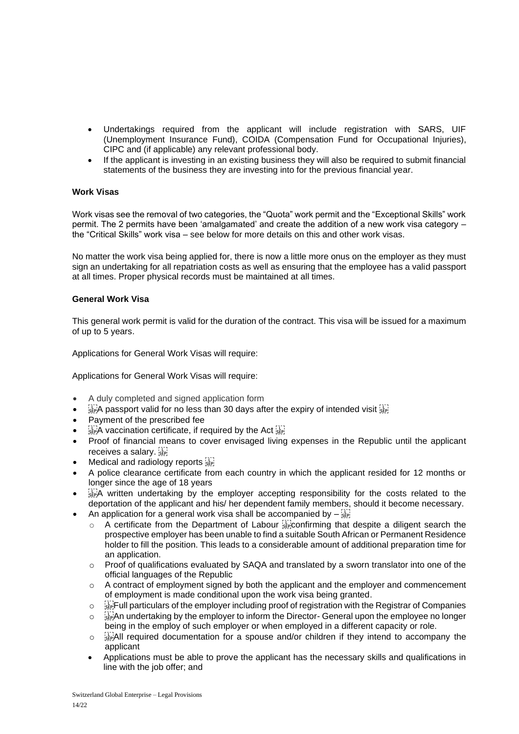- Undertakings required from the applicant will include registration with SARS, UIF (Unemployment Insurance Fund), COIDA (Compensation Fund for Occupational Injuries), CIPC and (if applicable) any relevant professional body.
- If the applicant is investing in an existing business they will also be required to submit financial statements of the business they are investing into for the previous financial year.

**Work Visas**

Work visas see the removal of two categories, the "Quota" work permit and the "Exceptional Skills" work permit. The 2 permits have been 'amalgamated' and create the addition of a new work visa category – the "Critical Skills" work visa – see below for more details on this and other work visas.

No matter the work visa being applied for, there is now a little more onus on the employer as they must sign an undertaking for all repatriation costs as well as ensuring that the employee has a valid passport at all times. Proper physical records must be maintained at all times.

**General Work Visa**

This general work permit is valid for the duration of the contract. This visa will be issued for a maximum of up to 5 years.

Applications for General Work Visas will require:

Applications for General Work Visas will require:

- A duly completed and signed application form
- A passport valid for no less than 30 days after the expiry of intended visit
- Payment of the prescribed fee
- A vaccination certificate, if required by the Act
- Proof of financial means to cover envisaged living expenses in the Republic until the applicant receives a salary.
- Medical and radiology reports
- A police clearance certificate from each country in which the applicant resided for 12 months or longer since the age of 18 years
- A written undertaking by the employer accepting responsibility for the costs related to the deportation of the applicant and his/ her dependent family members, should it become necessary.
- An application for a general work visa shall be accompanied by –
    - A certificate from the Department of Labour confirming that despite a diligent search the prospective employer has been unable to find a suitable South African or Permanent Residence holder to fill the position. This leads to a considerable amount of additional preparation time for an application.
    - Proof of qualifications evaluated by SAQA and translated by a sworn translator into one of the official languages of the Republic
    - A contract of employment signed by both the applicant and the employer and commencement of employment is made conditional upon the work visa being granted.
    - Full particulars of the employer including proof of registration with the Registrar of Companies
    - An undertaking by the employer to inform the Director- General upon the employee no longer being in the employ of such employer or when employed in a different capacity or role.
    - All required documentation for a spouse and/or children if they intend to accompany the applicant
- Applications must be able to prove the applicant has the necessary skills and qualifications in line with the job offer; and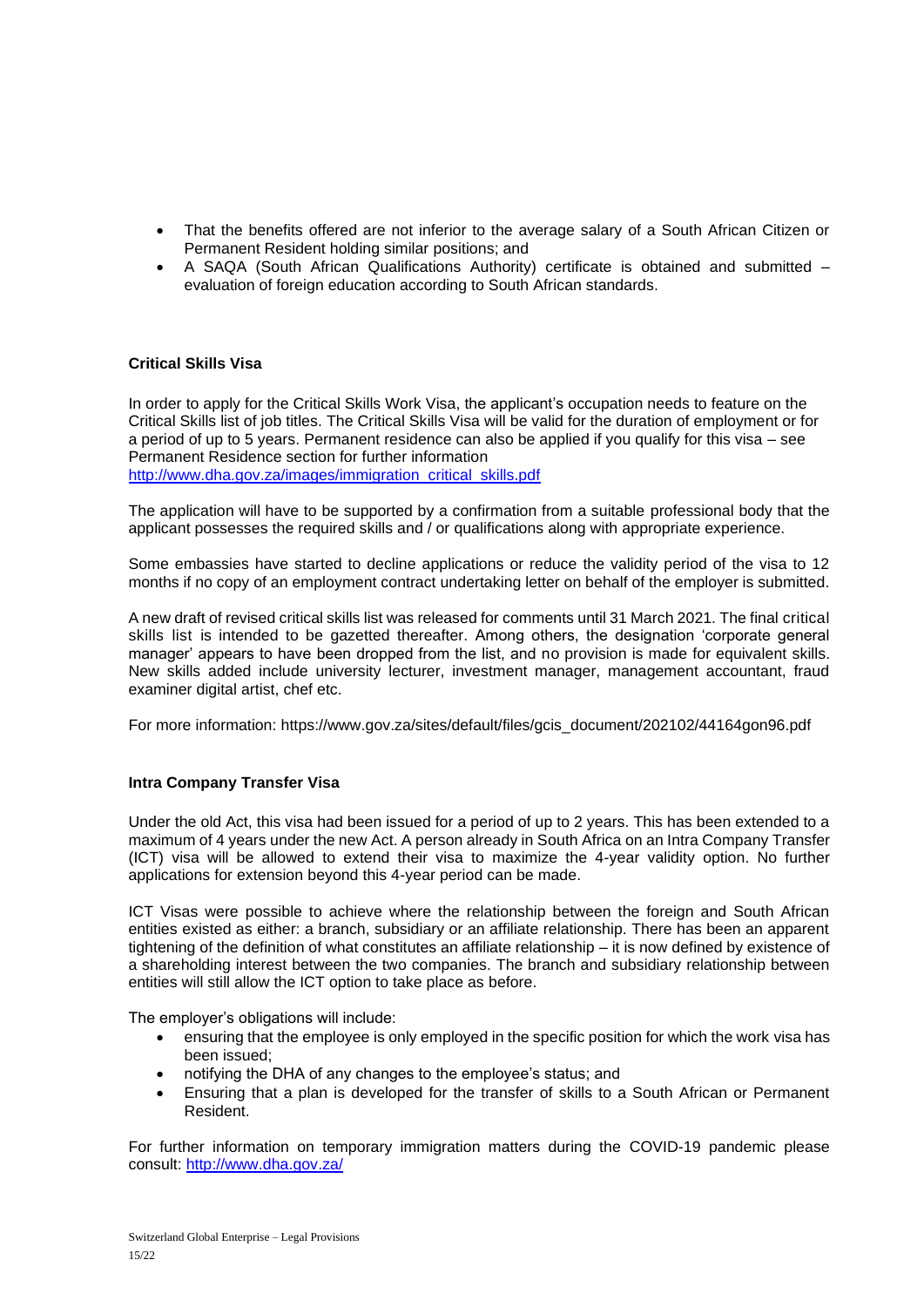- That the benefits offered are not inferior to the average salary of a South African Citizen or Permanent Resident holding similar positions; and
- A SAQA (South African Qualifications Authority) certificate is obtained and submitted – evaluation of foreign education according to South African standards.

**Critical Skills Visa**

In order to apply for the Critical Skills Work Visa, the applicant's occupation needs to feature on the Critical Skills list of job titles. The Critical Skills Visa will be valid for the duration of employment or for a period of up to 5 years. Permanent residence can also be applied if you qualify for this visa – see Permanent Residence section for further information
[http://www.dha.gov.za/images/immigration_critical_skills.pdf](http://www.dha.gov.za/images/immigration_critical_skills.pdf)

The application will have to be supported by a confirmation from a suitable professional body that the applicant possesses the required skills and / or qualifications along with appropriate experience.

Some embassies have started to decline applications or reduce the validity period of the visa to 12 months if no copy of an employment contract undertaking letter on behalf of the employer is submitted.

A new draft of revised critical skills list was released for comments until 31 March 2021. The final critical skills list is intended to be gazetted thereafter. Among others, the designation 'corporate general manager' appears to have been dropped from the list, and no provision is made for equivalent skills. New skills added include university lecturer, investment manager, management accountant, fraud examiner digital artist, chef etc.

For more information: https://www.gov.za/sites/default/files/gcis_document/202102/44164gon96.pdf

**Intra Company Transfer Visa**

Under the old Act, this visa had been issued for a period of up to 2 years. This has been extended to a maximum of 4 years under the new Act. A person already in South Africa on an Intra Company Transfer (ICT) visa will be allowed to extend their visa to maximize the 4-year validity option. No further applications for extension beyond this 4-year period can be made.

ICT Visas were possible to achieve where the relationship between the foreign and South African entities existed as either: a branch, subsidiary or an affiliate relationship. There has been an apparent tightening of the definition of what constitutes an affiliate relationship – it is now defined by existence of a shareholding interest between the two companies. The branch and subsidiary relationship between entities will still allow the ICT option to take place as before.

The employer's obligations will include:

- ensuring that the employee is only employed in the specific position for which the work visa has been issued;
- notifying the DHA of any changes to the employee's status; and
- Ensuring that a plan is developed for the transfer of skills to a South African or Permanent Resident.

For further information on temporary immigration matters during the COVID-19 pandemic please consult: [http://www.dha.gov.za/](http://www.dha.gov.za/)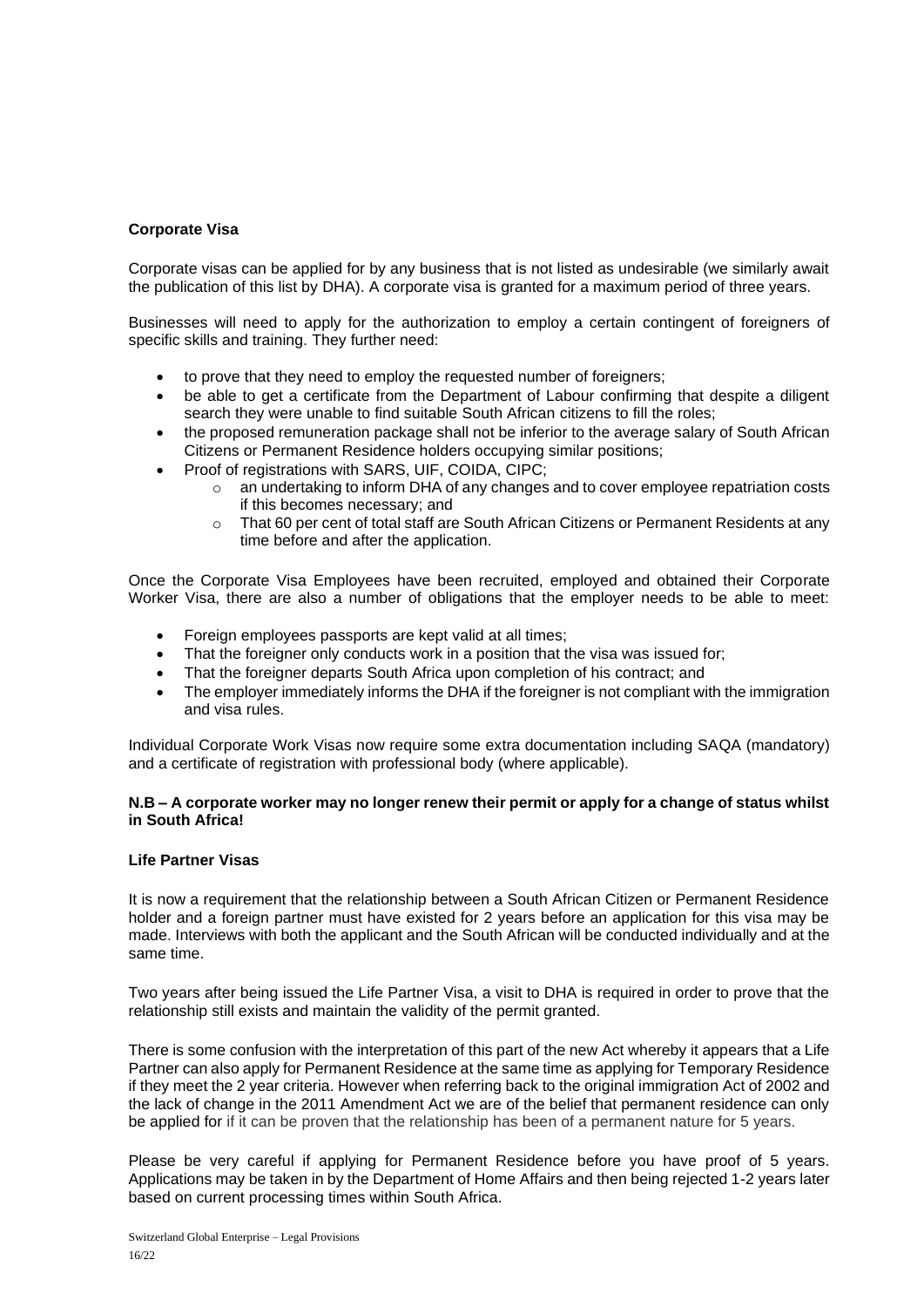**Corporate Visa**

Corporate visas can be applied for by any business that is not listed as undesirable (we similarly await the publication of this list by DHA). A corporate visa is granted for a maximum period of three years.

Businesses will need to apply for the authorization to employ a certain contingent of foreigners of specific skills and training. They further need:

- to prove that they need to employ the requested number of foreigners;
- be able to get a certificate from the Department of Labour confirming that despite a diligent search they were unable to find suitable South African citizens to fill the roles;
- the proposed remuneration package shall not be inferior to the average salary of South African Citizens or Permanent Residence holders occupying similar positions;
- Proof of registrations with SARS, UIF, COIDA, CIPC;
  - an undertaking to inform DHA of any changes and to cover employee repatriation costs if this becomes necessary; and
  - That 60 per cent of total staff are South African Citizens or Permanent Residents at any time before and after the application.

Once the Corporate Visa Employees have been recruited, employed and obtained their Corporate Worker Visa, there are also a number of obligations that the employer needs to be able to meet:

- Foreign employees passports are kept valid at all times;
- That the foreigner only conducts work in a position that the visa was issued for;
- That the foreigner departs South Africa upon completion of his contract; and
- The employer immediately informs the DHA if the foreigner is not compliant with the immigration and visa rules.

Individual Corporate Work Visas now require some extra documentation including SAQA (mandatory) and a certificate of registration with professional body (where applicable).

**N.B – A corporate worker may no longer renew their permit or apply for a change of status whilst in South Africa!**

**Life Partner Visas**

It is now a requirement that the relationship between a South African Citizen or Permanent Residence holder and a foreign partner must have existed for 2 years before an application for this visa may be made. Interviews with both the applicant and the South African will be conducted individually and at the same time.

Two years after being issued the Life Partner Visa, a visit to DHA is required in order to prove that the relationship still exists and maintain the validity of the permit granted.

There is some confusion with the interpretation of this part of the new Act whereby it appears that a Life Partner can also apply for Permanent Residence at the same time as applying for Temporary Residence if they meet the 2 year criteria. However when referring back to the original immigration Act of 2002 and the lack of change in the 2011 Amendment Act we are of the belief that permanent residence can only be applied for if it can be proven that the relationship has been of a permanent nature for 5 years.

Please be very careful if applying for Permanent Residence before you have proof of 5 years. Applications may be taken in by the Department of Home Affairs and then being rejected 1-2 years later based on current processing times within South Africa.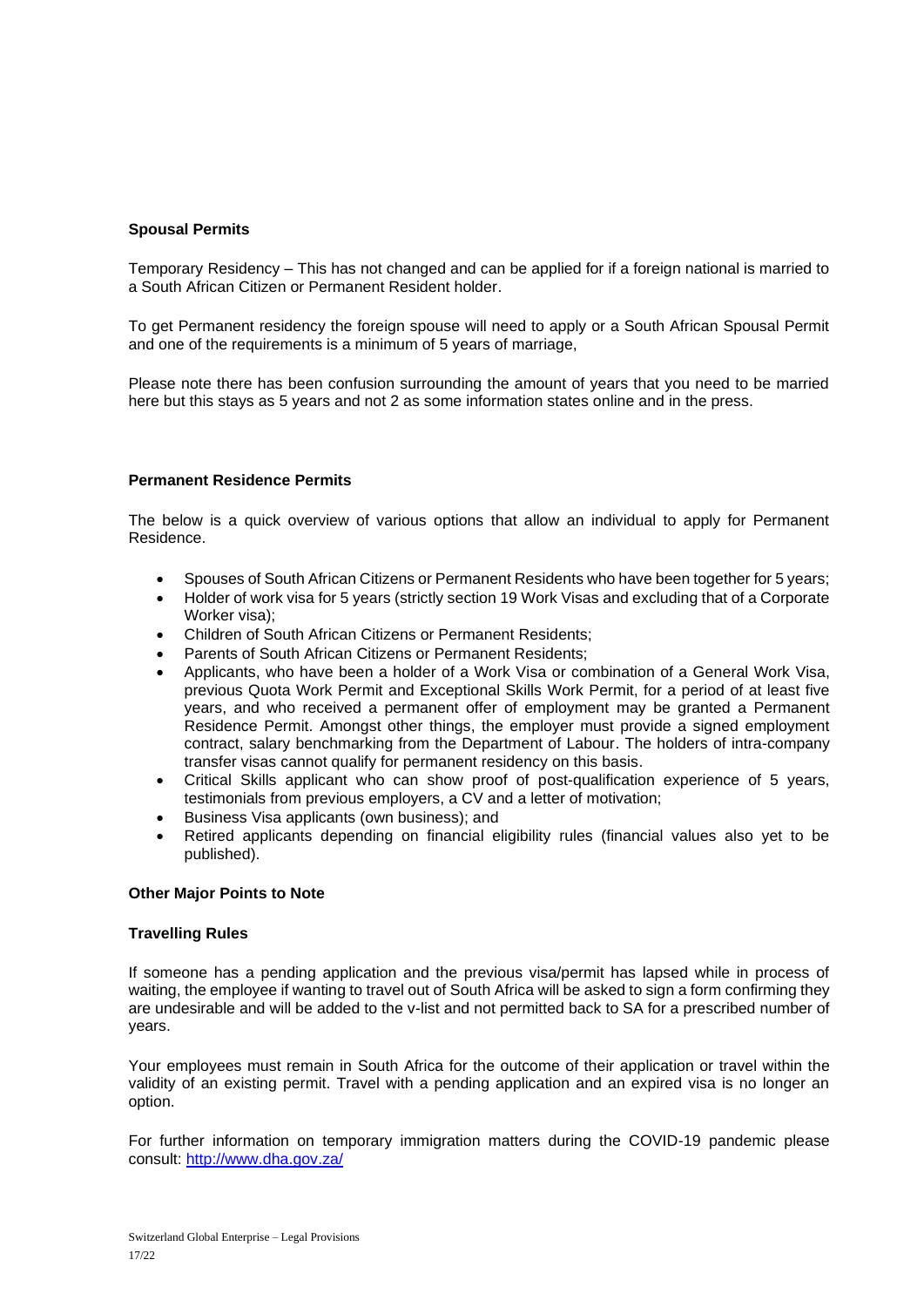**Spousal Permits**

Temporary Residency – This has not changed and can be applied for if a foreign national is married to a South African Citizen or Permanent Resident holder.

To get Permanent residency the foreign spouse will need to apply or a South African Spousal Permit and one of the requirements is a minimum of 5 years of marriage,

Please note there has been confusion surrounding the amount of years that you need to be married here but this stays as 5 years and not 2 as some information states online and in the press.

**Permanent Residence Permits**

The below is a quick overview of various options that allow an individual to apply for Permanent Residence.

- Spouses of South African Citizens or Permanent Residents who have been together for 5 years;
- Holder of work visa for 5 years (strictly section 19 Work Visas and excluding that of a Corporate Worker visa);
- Children of South African Citizens or Permanent Residents;
- Parents of South African Citizens or Permanent Residents;
- Applicants, who have been a holder of a Work Visa or combination of a General Work Visa, previous Quota Work Permit and Exceptional Skills Work Permit, for a period of at least five years, and who received a permanent offer of employment may be granted a Permanent Residence Permit. Amongst other things, the employer must provide a signed employment contract, salary benchmarking from the Department of Labour. The holders of intra-company transfer visas cannot qualify for permanent residency on this basis.
- Critical Skills applicant who can show proof of post-qualification experience of 5 years, testimonials from previous employers, a CV and a letter of motivation;
- Business Visa applicants (own business); and
- Retired applicants depending on financial eligibility rules (financial values also yet to be published).

**Other Major Points to Note**

**Travelling Rules**

If someone has a pending application and the previous visa/permit has lapsed while in process of waiting, the employee if wanting to travel out of South Africa will be asked to sign a form confirming they are undesirable and will be added to the v-list and not permitted back to SA for a prescribed number of years.

Your employees must remain in South Africa for the outcome of their application or travel within the validity of an existing permit. Travel with a pending application and an expired visa is no longer an option.

For further information on temporary immigration matters during the COVID-19 pandemic please consult: http://www.dha.gov.za/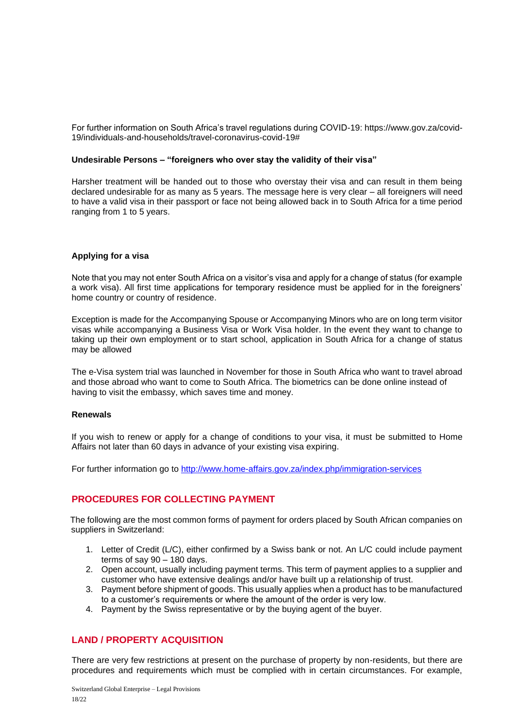For further information on South Africa's travel regulations during COVID-19: https://www.gov.za/covid-19/individuals-and-households/travel-coronavirus-covid-19#

**Undesirable Persons – "foreigners who over stay the validity of their visa"**

Harsher treatment will be handed out to those who overstay their visa and can result in them being declared undesirable for as many as 5 years. The message here is very clear – all foreigners will need to have a valid visa in their passport or face not being allowed back in to South Africa for a time period ranging from 1 to 5 years.

**Applying for a visa**

Note that you may not enter South Africa on a visitor's visa and apply for a change of status (for example a work visa). All first time applications for temporary residence must be applied for in the foreigners' home country or country of residence.

Exception is made for the Accompanying Spouse or Accompanying Minors who are on long term visitor visas while accompanying a Business Visa or Work Visa holder. In the event they want to change to taking up their own employment or to start school, application in South Africa for a change of status may be allowed

The e-Visa system trial was launched in November for those in South Africa who want to travel abroad and those abroad who want to come to South Africa. The biometrics can be done online instead of having to visit the embassy, which saves time and money.

**Renewals**

If you wish to renew or apply for a change of conditions to your visa, it must be submitted to Home Affairs not later than 60 days in advance of your existing visa expiring.

For further information go to [http://www.home-affairs.gov.za/index.php/immigration-services](http://www.home-affairs.gov.za/index.php/immigration-services)

## PROCEDURES FOR COLLECTING PAYMENT

The following are the most common forms of payment for orders placed by South African companies on suppliers in Switzerland:

1. Letter of Credit (L/C), either confirmed by a Swiss bank or not. An L/C could include payment terms of say 90 – 180 days.
2. Open account, usually including payment terms. This term of payment applies to a supplier and customer who have extensive dealings and/or have built up a relationship of trust.
3. Payment before shipment of goods. This usually applies when a product has to be manufactured to a customer's requirements or where the amount of the order is very low.
4. Payment by the Swiss representative or by the buying agent of the buyer.

## LAND / PROPERTY ACQUISITION

There are very few restrictions at present on the purchase of property by non-residents, but there are procedures and requirements which must be complied with in certain circumstances. For example,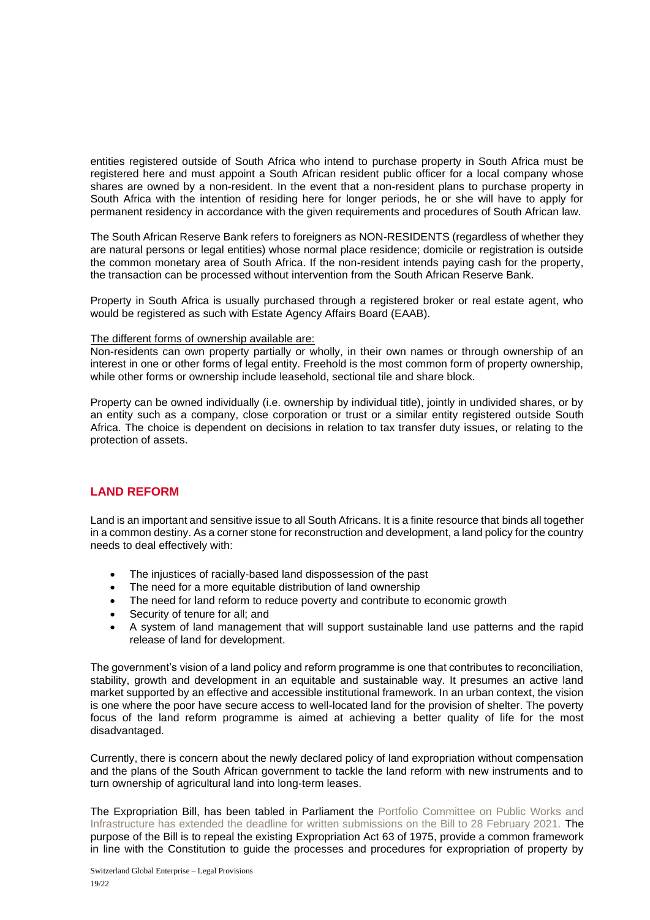entities registered outside of South Africa who intend to purchase property in South Africa must be registered here and must appoint a South African resident public officer for a local company whose shares are owned by a non-resident. In the event that a non-resident plans to purchase property in South Africa with the intention of residing here for longer periods, he or she will have to apply for permanent residency in accordance with the given requirements and procedures of South African law.

The South African Reserve Bank refers to foreigners as NON-RESIDENTS (regardless of whether they are natural persons or legal entities) whose normal place residence; domicile or registration is outside the common monetary area of South Africa. If the non-resident intends paying cash for the property, the transaction can be processed without intervention from the South African Reserve Bank.

Property in South Africa is usually purchased through a registered broker or real estate agent, who would be registered as such with Estate Agency Affairs Board (EAAB).

The different forms of ownership available are:

Non-residents can own property partially or wholly, in their own names or through ownership of an interest in one or other forms of legal entity. Freehold is the most common form of property ownership, while other forms or ownership include leasehold, sectional tile and share block.

Property can be owned individually (i.e. ownership by individual title), jointly in undivided shares, or by an entity such as a company, close corporation or trust or a similar entity registered outside South Africa. The choice is dependent on decisions in relation to tax transfer duty issues, or relating to the protection of assets.

## LAND REFORM

Land is an important and sensitive issue to all South Africans. It is a finite resource that binds all together in a common destiny. As a corner stone for reconstruction and development, a land policy for the country needs to deal effectively with:

- The injustices of racially-based land dispossession of the past
- The need for a more equitable distribution of land ownership
- The need for land reform to reduce poverty and contribute to economic growth
- Security of tenure for all; and
- A system of land management that will support sustainable land use patterns and the rapid release of land for development.

The government's vision of a land policy and reform programme is one that contributes to reconciliation, stability, growth and development in an equitable and sustainable way. It presumes an active land market supported by an effective and accessible institutional framework. In an urban context, the vision is one where the poor have secure access to well-located land for the provision of shelter. The poverty focus of the land reform programme is aimed at achieving a better quality of life for the most disadvantaged.

Currently, there is concern about the newly declared policy of land expropriation without compensation and the plans of the South African government to tackle the land reform with new instruments and to turn ownership of agricultural land into long-term leases.

The Expropriation Bill, has been tabled in Parliament the Portfolio Committee on Public Works and Infrastructure has extended the deadline for written submissions on the Bill to 28 February 2021. The purpose of the Bill is to repeal the existing Expropriation Act 63 of 1975, provide a common framework in line with the Constitution to guide the processes and procedures for expropriation of property by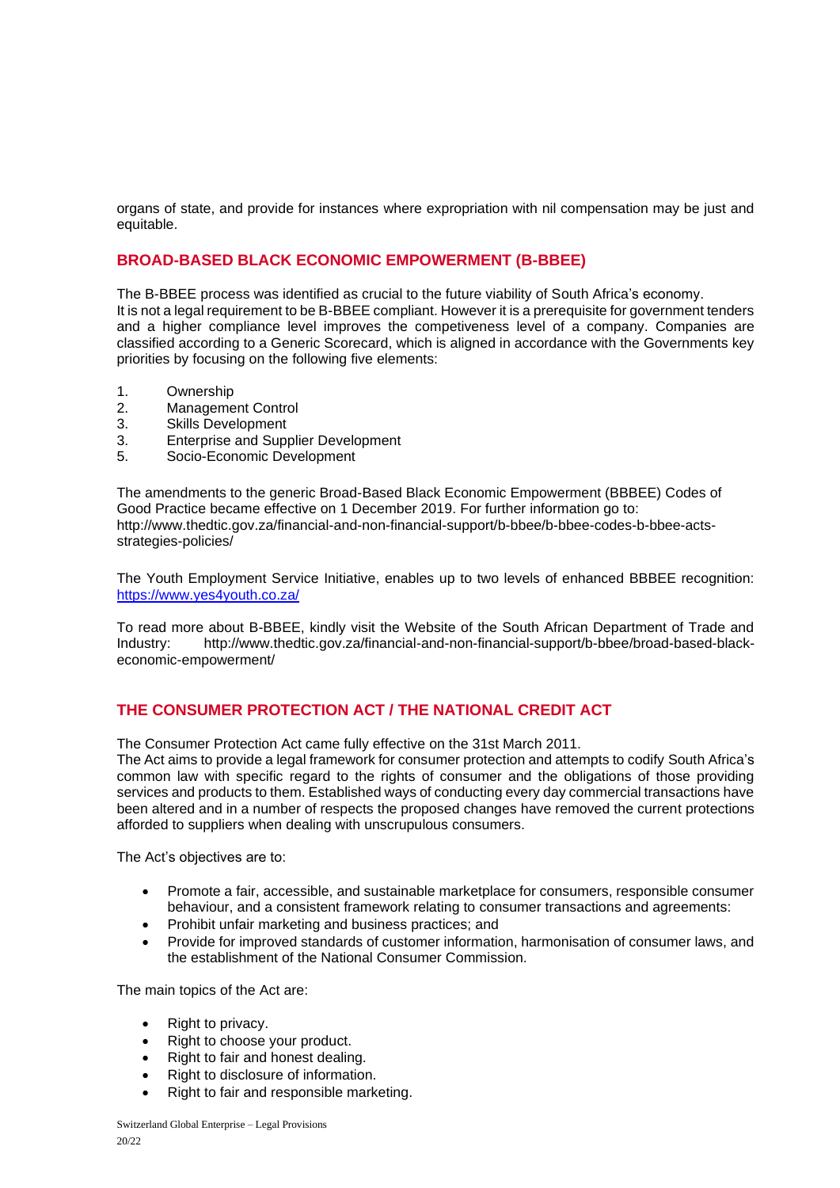organs of state, and provide for instances where expropriation with nil compensation may be just and equitable.

## BROAD-BASED BLACK ECONOMIC EMPOWERMENT (B-BBEE)

The B-BBEE process was identified as crucial to the future viability of South Africa's economy. It is not a legal requirement to be B-BBEE compliant. However it is a prerequisite for government tenders and a higher compliance level improves the competiveness level of a company. Companies are classified according to a Generic Scorecard, which is aligned in accordance with the Governments key priorities by focusing on the following five elements:

1. Ownership
2. Management Control
3. Skills Development
3. Enterprise and Supplier Development
5. Socio-Economic Development

The amendments to the generic Broad-Based Black Economic Empowerment (BBBEE) Codes of Good Practice became effective on 1 December 2019. For further information go to: http://www.thedtic.gov.za/financial-and-non-financial-support/b-bbee/b-bbee-codes-b-bbee-acts-strategies-policies/

The Youth Employment Service Initiative, enables up to two levels of enhanced BBBEE recognition: https://www.yes4youth.co.za/

To read more about B-BBEE, kindly visit the Website of the South African Department of Trade and Industry: http://www.thedtic.gov.za/financial-and-non-financial-support/b-bbee/broad-based-black-economic-empowerment/

## THE CONSUMER PROTECTION ACT / THE NATIONAL CREDIT ACT

The Consumer Protection Act came fully effective on the 31st March 2011.
The Act aims to provide a legal framework for consumer protection and attempts to codify South Africa's common law with specific regard to the rights of consumer and the obligations of those providing services and products to them. Established ways of conducting every day commercial transactions have been altered and in a number of respects the proposed changes have removed the current protections afforded to suppliers when dealing with unscrupulous consumers.

The Act's objectives are to:

- Promote a fair, accessible, and sustainable marketplace for consumers, responsible consumer behaviour, and a consistent framework relating to consumer transactions and agreements:
- Prohibit unfair marketing and business practices; and
- Provide for improved standards of customer information, harmonisation of consumer laws, and the establishment of the National Consumer Commission.

The main topics of the Act are:

- Right to privacy.
- Right to choose your product.
- Right to fair and honest dealing.
- Right to disclosure of information.
- Right to fair and responsible marketing.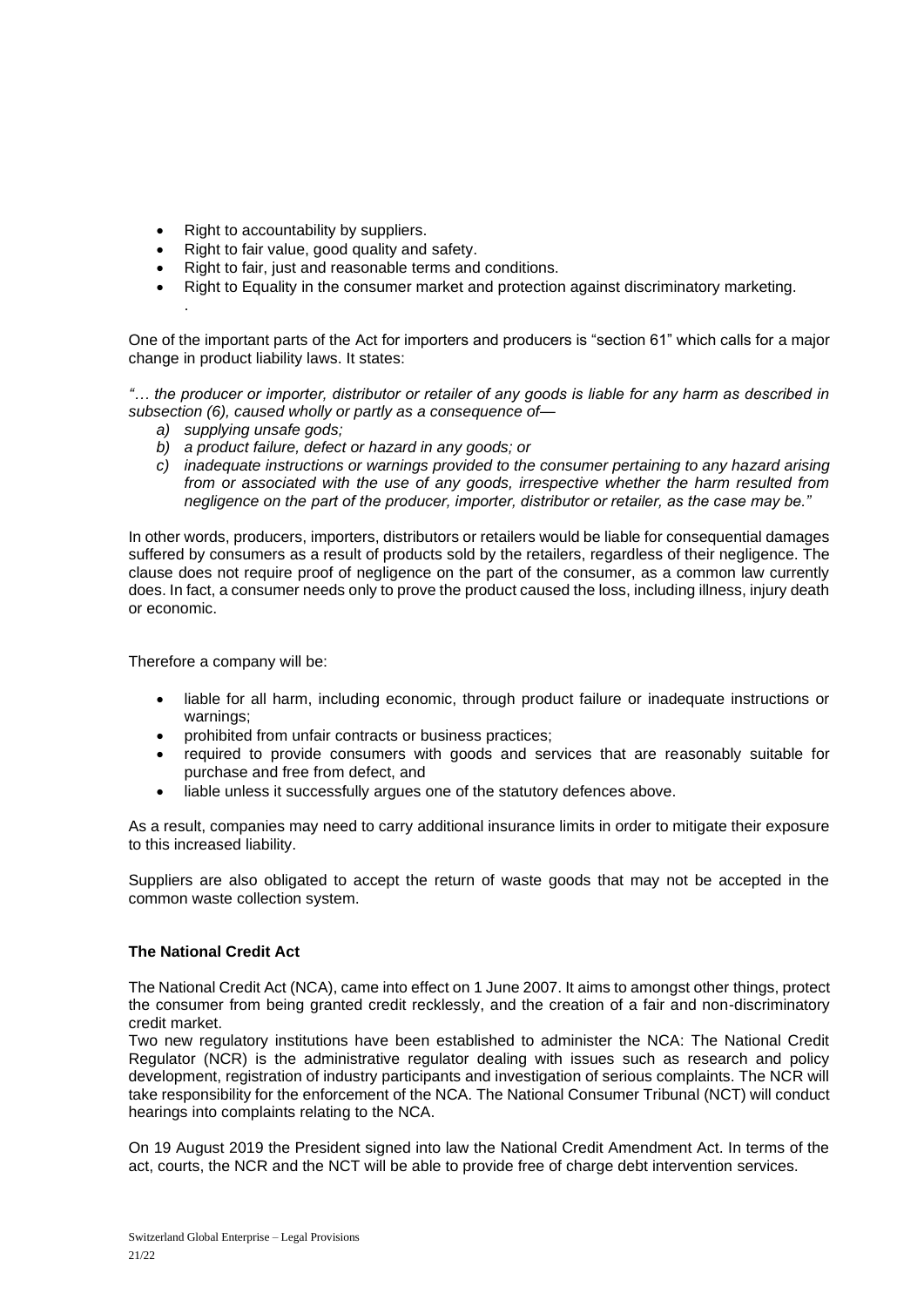- Right to accountability by suppliers.
- Right to fair value, good quality and safety.
- Right to fair, just and reasonable terms and conditions.
- Right to Equality in the consumer market and protection against discriminatory marketing.
  .

One of the important parts of the Act for importers and producers is "section 61" which calls for a major change in product liability laws. It states:

*"… the producer or importer, distributor or retailer of any goods is liable for any harm as described in subsection (6), caused wholly or partly as a consequence of—*

*a) supplying unsafe gods;*
*b) a product failure, defect or hazard in any goods; or*
*c) inadequate instructions or warnings provided to the consumer pertaining to any hazard arising from or associated with the use of any goods, irrespective whether the harm resulted from negligence on the part of the producer, importer, distributor or retailer, as the case may be."*

In other words, producers, importers, distributors or retailers would be liable for consequential damages suffered by consumers as a result of products sold by the retailers, regardless of their negligence. The clause does not require proof of negligence on the part of the consumer, as a common law currently does. In fact, a consumer needs only to prove the product caused the loss, including illness, injury death or economic.

Therefore a company will be:

- liable for all harm, including economic, through product failure or inadequate instructions or warnings;
- prohibited from unfair contracts or business practices;
- required to provide consumers with goods and services that are reasonably suitable for purchase and free from defect, and
- liable unless it successfully argues one of the statutory defences above.

As a result, companies may need to carry additional insurance limits in order to mitigate their exposure to this increased liability.

Suppliers are also obligated to accept the return of waste goods that may not be accepted in the common waste collection system.

**The National Credit Act**

The National Credit Act (NCA), came into effect on 1 June 2007. It aims to amongst other things, protect the consumer from being granted credit recklessly, and the creation of a fair and non-discriminatory credit market.
Two new regulatory institutions have been established to administer the NCA: The National Credit Regulator (NCR) is the administrative regulator dealing with issues such as research and policy development, registration of industry participants and investigation of serious complaints. The NCR will take responsibility for the enforcement of the NCA. The National Consumer Tribunal (NCT) will conduct hearings into complaints relating to the NCA.

On 19 August 2019 the President signed into law the National Credit Amendment Act. In terms of the act, courts, the NCR and the NCT will be able to provide free of charge debt intervention services.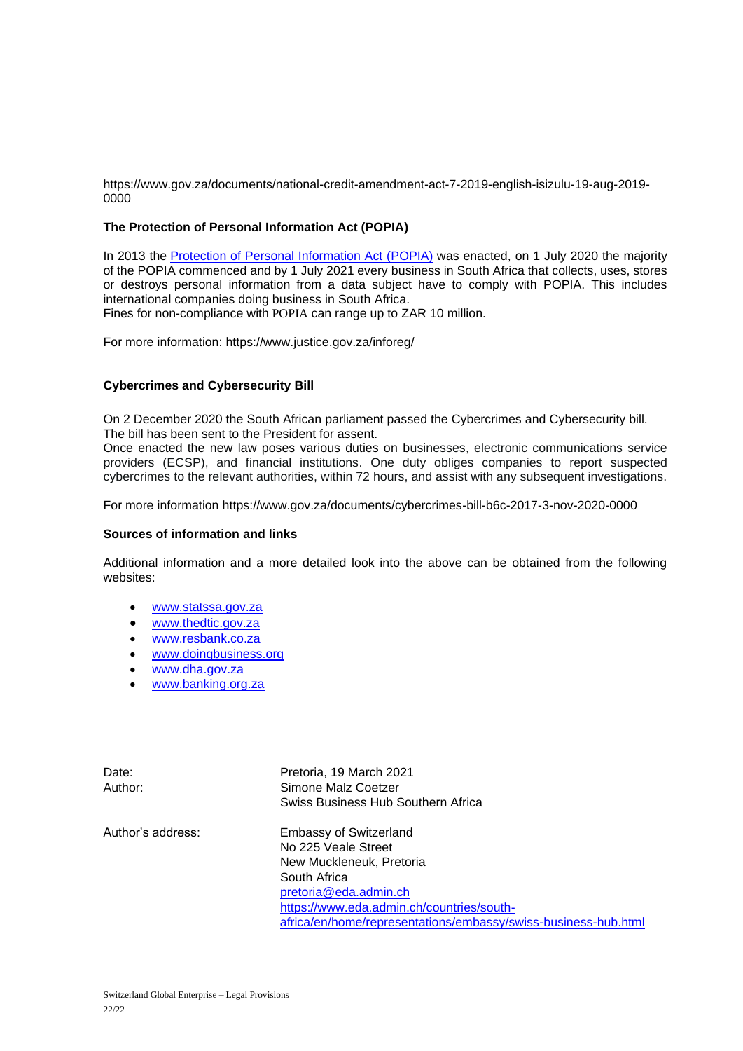https://www.gov.za/documents/national-credit-amendment-act-7-2019-english-isizulu-19-aug-2019-0000

**The Protection of Personal Information Act (POPIA)**

In 2013 the Protection of Personal Information Act (POPIA) was enacted, on 1 July 2020 the majority of the POPIA commenced and by 1 July 2021 every business in South Africa that collects, uses, stores or destroys personal information from a data subject have to comply with POPIA. This includes international companies doing business in South Africa.
Fines for non-compliance with POPIA can range up to ZAR 10 million.

For more information: https://www.justice.gov.za/inforeg/

**Cybercrimes and Cybersecurity Bill**

On 2 December 2020 the South African parliament passed the Cybercrimes and Cybersecurity bill. The bill has been sent to the President for assent.
Once enacted the new law poses various duties on businesses, electronic communications service providers (ECSP), and financial institutions. One duty obliges companies to report suspected cybercrimes to the relevant authorities, within 72 hours, and assist with any subsequent investigations.

For more information https://www.gov.za/documents/cybercrimes-bill-b6c-2017-3-nov-2020-0000

**Sources of information and links**

Additional information and a more detailed look into the above can be obtained from the following websites:

- www.statssa.gov.za
- www.thedtic.gov.za
- www.resbank.co.za
- www.doingbusiness.org
- www.dha.gov.za
- www.banking.org.za

| | |
|---|---|
| Date: | Pretoria, 19 March 2021 |
| Author: | Simone Malz Coetzer<br>Swiss Business Hub Southern Africa |
| Author's address: | Embassy of Switzerland<br>No 225 Veale Street<br>New Muckleneuk, Pretoria<br>South Africa<br>pretoria@eda.admin.ch<br>https://www.eda.admin.ch/countries/south-africa/en/home/representations/embassy/swiss-business-hub.html |